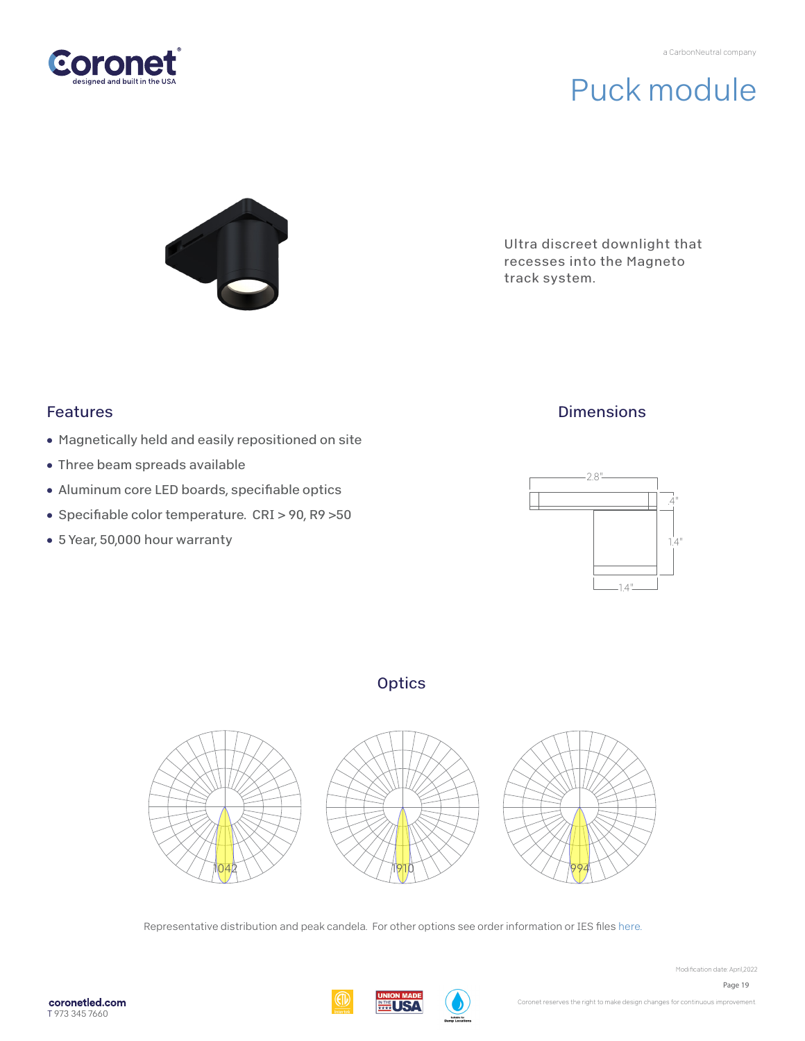a CarbonNeutral company

# Puck module

Ultra discreet downlight that recesses into the Magneto track system.

## Features

- Magnetically held and easily repositioned on site
- Three beam spreads available
- Aluminum core LED boards, specifiable optics
- Specifiable color temperature. CRI > 90, R9 >50
- 5 Year, 50,000 hour warranty

## Dimensions

2.8"

.4"

1.4"

1.4"

## Optics

1042

1910

994

Representative distribution and peak candela. For other options see order information or IES files here.

Modification date: April,2022

Coronet reserves the right to make design changes for continuous improvement

**coronetled.com**
T 973 345 7660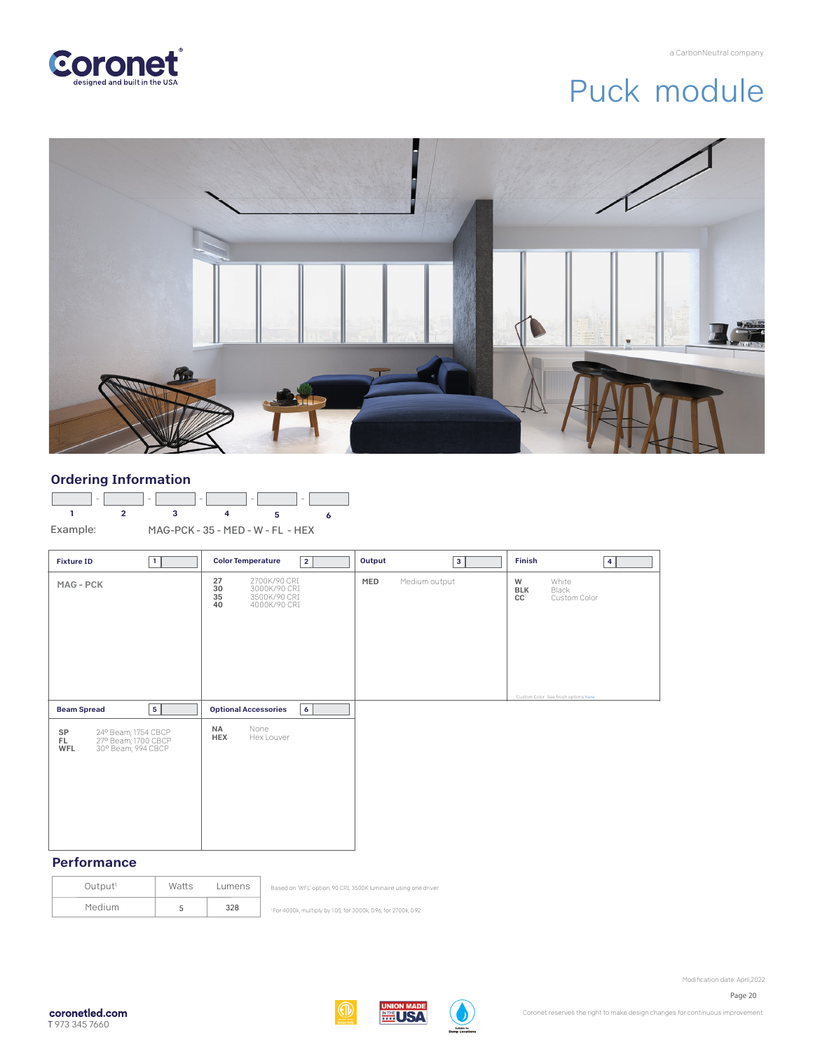Coronet
designed and built in the USA

a CarbonNeutral company

# Puck module

## Ordering Information

| 1 | 2 | 3 | 4 | 5 | 6 |
|---|---|---|---|---|---|

Example: MAG-PCK - 35 - MED - W - FL - HEX

| Fixture ID [1] | Color Temperature [2] | Output [3] | Finish [4] |
|---|---|---|---|
| MAG - PCK | **27** 2700K/90 CRI<br>**30** 3000K/90 CRI<br>**35** 3500K/90 CRI<br>**40** 4000K/90 CRI | **MED** Medium output | **W** White<br>**BLK** Black<br>**CC**[1] Custom Color |

[1]Custom Color. See finish options here

| Beam Spread [5] | Optional Accessories [6] |
|---|---|
| **SP** 24º Beam; 1754 CBCP<br>**FL** 27º Beam; 1700 CBCP<br>**WFL** 30º Beam; 994 CBCP | **NA** None<br>**HEX** Hex Louver |

## Performance

| Output[1] | Watts | Lumens |
|---|---|---|
| Medium | 5 | 328 |

Based on 'WFL' option, 90 CRI, 3500K luminaire using one driver

[1]For 4000k, multiply by 1.05; for 3000k, 0.96; for 2700k, 0.92

Modification date: April,2022

Coronet reserves the right to make design changes for continuous improvement

**coronetled.com**
T 973 345 7660

Suitable for Damp Locations